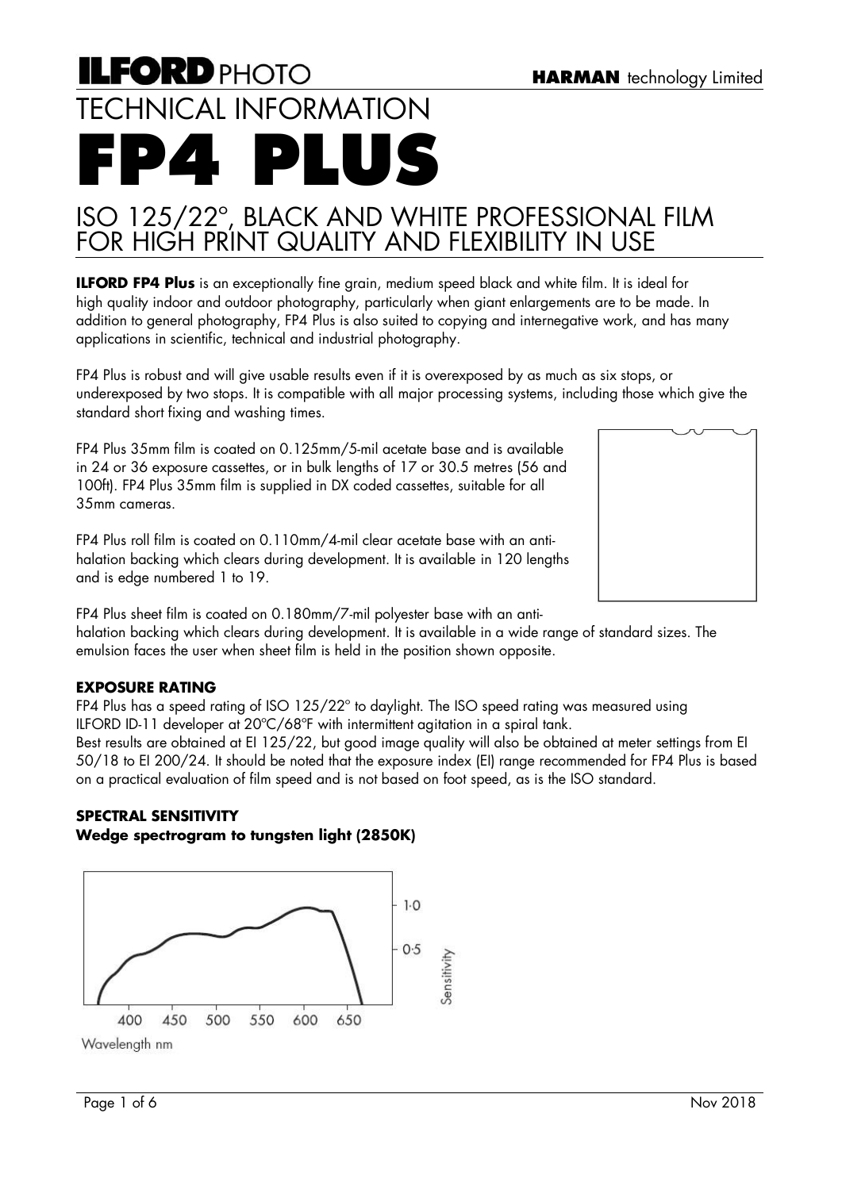**ILFORD** PHOTO

**HARMAN** technology Limited

# TECHNICAL INFORMATION

# FP4 PLUS

## ISO 125/22°, BLACK AND WHITE PROFESSIONAL FILM FOR HIGH PRINT QUALITY AND FLEXIBILITY IN USE

**ILFORD FP4 Plus** is an exceptionally fine grain, medium speed black and white film. It is ideal for high quality indoor and outdoor photography, particularly when giant enlargements are to be made. In addition to general photography, FP4 Plus is also suited to copying and internegative work, and has many applications in scientific, technical and industrial photography.

FP4 Plus is robust and will give usable results even if it is overexposed by as much as six stops, or underexposed by two stops. It is compatible with all major processing systems, including those which give the standard short fixing and washing times.

FP4 Plus 35mm film is coated on 0.125mm/5-mil acetate base and is available in 24 or 36 exposure cassettes, or in bulk lengths of 17 or 30.5 metres (56 and 100ft). FP4 Plus 35mm film is supplied in DX coded cassettes, suitable for all 35mm cameras.

FP4 Plus roll film is coated on 0.110mm/4-mil clear acetate base with an anti-halation backing which clears during development. It is available in 120 lengths and is edge numbered 1 to 19.

FP4 Plus sheet film is coated on 0.180mm/7-mil polyester base with an anti-halation backing which clears during development. It is available in a wide range of standard sizes. The emulsion faces the user when sheet film is held in the position shown opposite.

### EXPOSURE RATING

FP4 Plus has a speed rating of ISO 125/22° to daylight. The ISO speed rating was measured using ILFORD ID-11 developer at 20ºC/68ºF with intermittent agitation in a spiral tank.
Best results are obtained at EI 125/22, but good image quality will also be obtained at meter settings from EI 50/18 to EI 200/24. It should be noted that the exposure index (EI) range recommended for FP4 Plus is based on a practical evaluation of film speed and is not based on foot speed, as is the ISO standard.

### SPECTRAL SENSITIVITY

**Wedge spectrogram to tungsten light (2850K)**

Sensitivity: 0.5, 1.0

Wavelength nm: 400, 450, 500, 550, 600, 650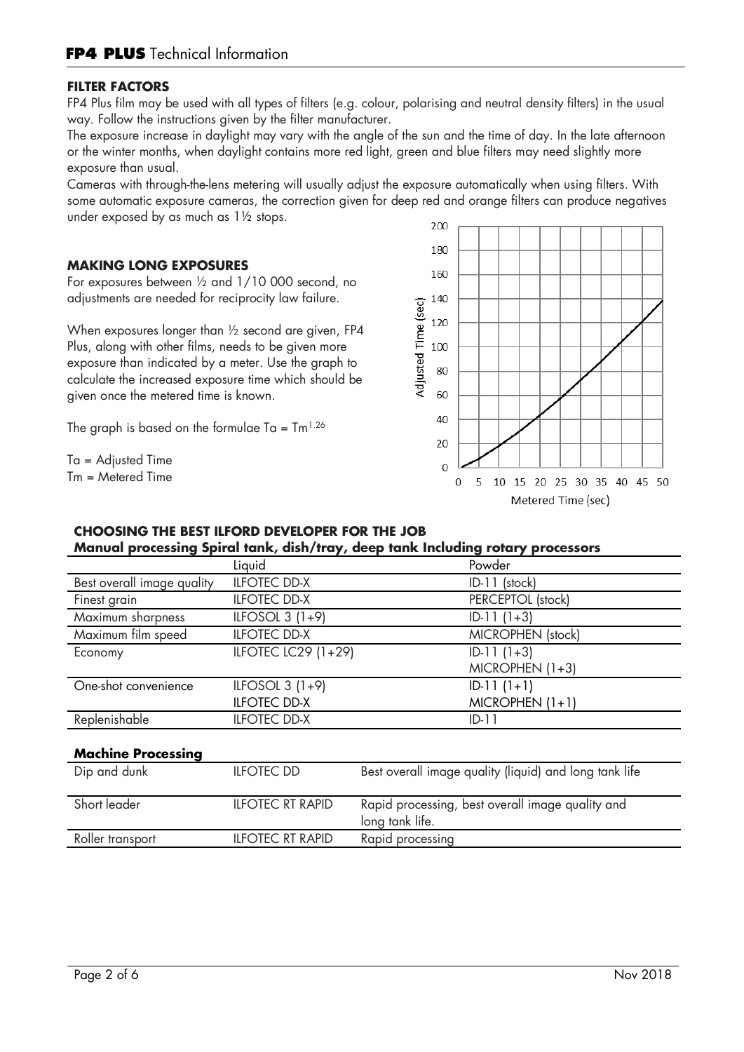## FILTER FACTORS

FP4 Plus film may be used with all types of filters (e.g. colour, polarising and neutral density filters) in the usual way. Follow the instructions given by the filter manufacturer.

The exposure increase in daylight may vary with the angle of the sun and the time of day. In the late afternoon or the winter months, when daylight contains more red light, green and blue filters may need slightly more exposure than usual.

Cameras with through-the-lens metering will usually adjust the exposure automatically when using filters. With some automatic exposure cameras, the correction given for deep red and orange filters can produce negatives under exposed by as much as 1½ stops.

## MAKING LONG EXPOSURES

For exposures between ½ and 1/10 000 second, no adjustments are needed for reciprocity law failure.

When exposures longer than ½ second are given, FP4 Plus, along with other films, needs to be given more exposure than indicated by a meter. Use the graph to calculate the increased exposure time which should be given once the metered time is known.

The graph is based on the formulae $Ta = Tm^{1.26}$

Ta = Adjusted Time
Tm = Metered Time

## CHOOSING THE BEST ILFORD DEVELOPER FOR THE JOB

### Manual processing Spiral tank, dish/tray, deep tank Including rotary processors

| | Liquid | Powder |
|---|---|---|
| Best overall image quality | ILFOTEC DD-X | ID-11 (stock) |
| Finest grain | ILFOTEC DD-X | PERCEPTOL (stock) |
| Maximum sharpness | ILFOSOL 3 (1+9) | ID-11 (1+3) |
| Maximum film speed | ILFOTEC DD-X | MICROPHEN (stock) |
| Economy | ILFOTEC LC29 (1+29) | ID-11 (1+3)<br>MICROPHEN (1+3) |
| One-shot convenience | ILFOSOL 3 (1+9)<br>ILFOTEC DD-X | ID-11 (1+1)<br>MICROPHEN (1+1) |
| Replenishable | ILFOTEC DD-X | ID-11 |

### Machine Processing

| | | |
|---|---|---|
| Dip and dunk | ILFOTEC DD | Best overall image quality (liquid) and long tank life |
| Short leader | ILFOTEC RT RAPID | Rapid processing, best overall image quality and long tank life. |
| Roller transport | ILFOTEC RT RAPID | Rapid processing |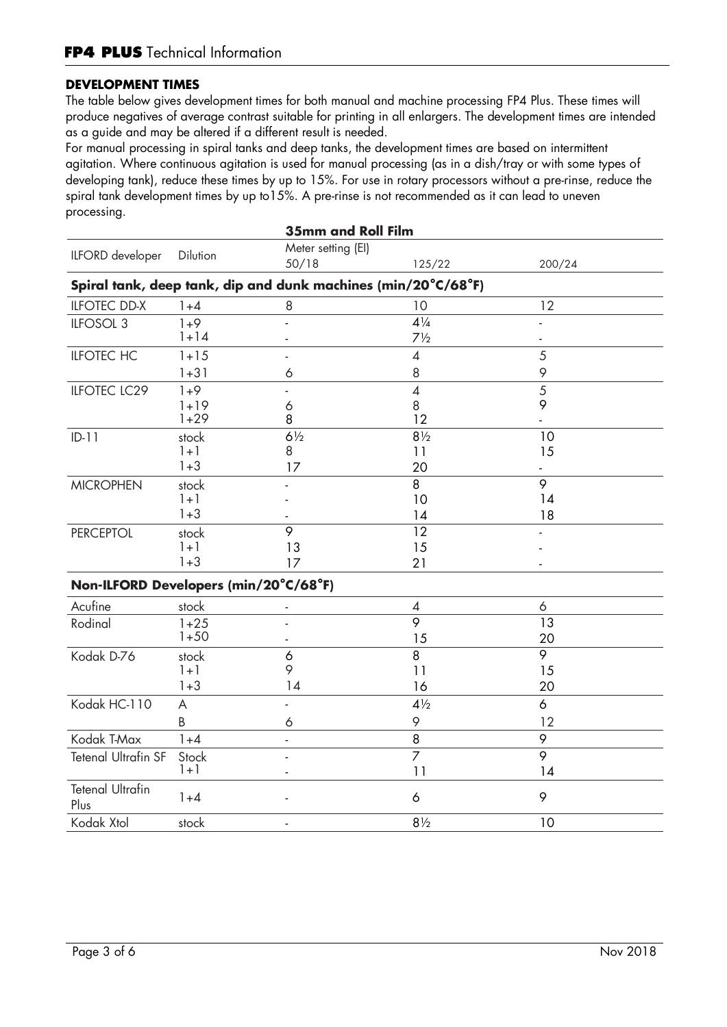## DEVELOPMENT TIMES

The table below gives development times for both manual and machine processing FP4 Plus. These times will produce negatives of average contrast suitable for printing in all enlargers. The development times are intended as a guide and may be altered if a different result is needed.

For manual processing in spiral tanks and deep tanks, the development times are based on intermittent agitation. Where continuous agitation is used for manual processing (as in a dish/tray or with some types of developing tank), reduce these times by up to 15%. For use in rotary processors without a pre-rinse, reduce the spiral tank development times by up to15%. A pre-rinse is not recommended as it can lead to uneven processing.

**35mm and Roll Film**

| ILFORD developer | Dilution | Meter setting (EI) 50/18 | 125/22 | 200/24 |
|---|---|---|---|---|
| **Spiral tank, deep tank, dip and dunk machines (min/20°C/68°F)** | | | | |
| ILFOTEC DD-X | 1+4 | 8 | 10 | 12 |
| ILFOSOL 3 | 1+9 | - | 4¼ | - |
| | 1+14 | - | 7½ | - |
| ILFOTEC HC | 1+15 | - | 4 | 5 |
| | 1+31 | 6 | 8 | 9 |
| ILFOTEC LC29 | 1+9 | - | 4 | 5 |
| | 1+19 | 6 | 8 | 9 |
| | 1+29 | 8 | 12 | - |
| ID-11 | stock | 6½ | 8½ | 10 |
| | 1+1 | 8 | 11 | 15 |
| | 1+3 | 17 | 20 | - |
| MICROPHEN | stock | - | 8 | 9 |
| | 1+1 | - | 10 | 14 |
| | 1+3 | - | 14 | 18 |
| PERCEPTOL | stock | 9 | 12 | - |
| | 1+1 | 13 | 15 | - |
| | 1+3 | 17 | 21 | - |
| **Non-ILFORD Developers (min/20°C/68°F)** | | | | |
| Acufine | stock | - | 4 | 6 |
| Rodinal | 1+25 | - | 9 | 13 |
| | 1+50 | - | 15 | 20 |
| Kodak D-76 | stock | 6 | 8 | 9 |
| | 1+1 | 9 | 11 | 15 |
| | 1+3 | 14 | 16 | 20 |
| Kodak HC-110 | A | - | 4½ | 6 |
| | B | 6 | 9 | 12 |
| Kodak T-Max | 1+4 | - | 8 | 9 |
| Tetenal Ultrafin SF | Stock | - | 7 | 9 |
| | 1+1 | - | 11 | 14 |
| Tetenal Ultrafin Plus | 1+4 | - | 6 | 9 |
| Kodak Xtol | stock | - | 8½ | 10 |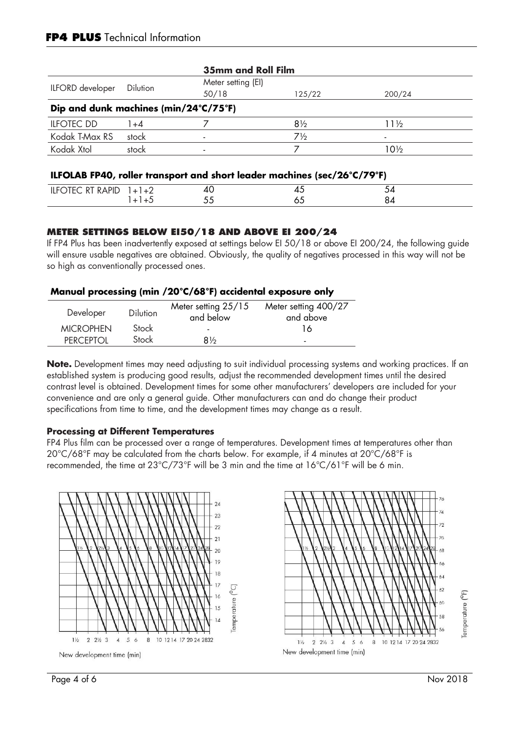## FP4 PLUS Technical Information

| | | 35mm and Roll Film | | |
|---|---|---|---|---|
| ILFORD developer | Dilution | Meter setting (EI) 50/18 | 125/22 | 200/24 |
| **Dip and dunk machines (min/24°C/75°F)** | | | | |
| ILFOTEC DD | 1+4 | 7 | 8½ | 11½ |
| Kodak T-Max RS | stock | - | 7½ | - |
| Kodak Xtol | stock | - | 7 | 10½ |

**ILFOLAB FP40, roller transport and short leader machines (sec/26°C/79°F)**

| ILFORD developer | Dilution | 50/18 | 125/22 | 200/24 |
|---|---|---|---|---|
| ILFOTEC RT RAPID | 1+1+2 | 40 | 45 | 54 |
| | 1+1+5 | 55 | 65 | 84 |

### METER SETTINGS BELOW EI50/18 AND ABOVE EI 200/24

If FP4 Plus has been inadvertently exposed at settings below EI 50/18 or above EI 200/24, the following guide will ensure usable negatives are obtained. Obviously, the quality of negatives processed in this way will not be so high as conventionally processed ones.

**Manual processing (min /20°C/68°F) accidental exposure only**

| Developer | Dilution | Meter setting 25/15 and below | Meter setting 400/27 and above |
|---|---|---|---|
| MICROPHEN | Stock | - | 16 |
| PERCEPTOL | Stock | 8½ | - |

**Note.** Development times may need adjusting to suit individual processing systems and working practices. If an established system is producing good results, adjust the recommended development times until the desired contrast level is obtained. Development times for some other manufacturers' developers are included for your convenience and are only a general guide. Other manufacturers can and do change their product specifications from time to time, and the development times may change as a result.

**Processing at Different Temperatures**

FP4 Plus film can be processed over a range of temperatures. Development times at temperatures other than 20°C/68°F may be calculated from the charts below. For example, if 4 minutes at 20°C/68°F is recommended, the time at 23°C/73°F will be 3 min and the time at 16°C/61°F will be 6 min.

New development time (min)

New development time (min)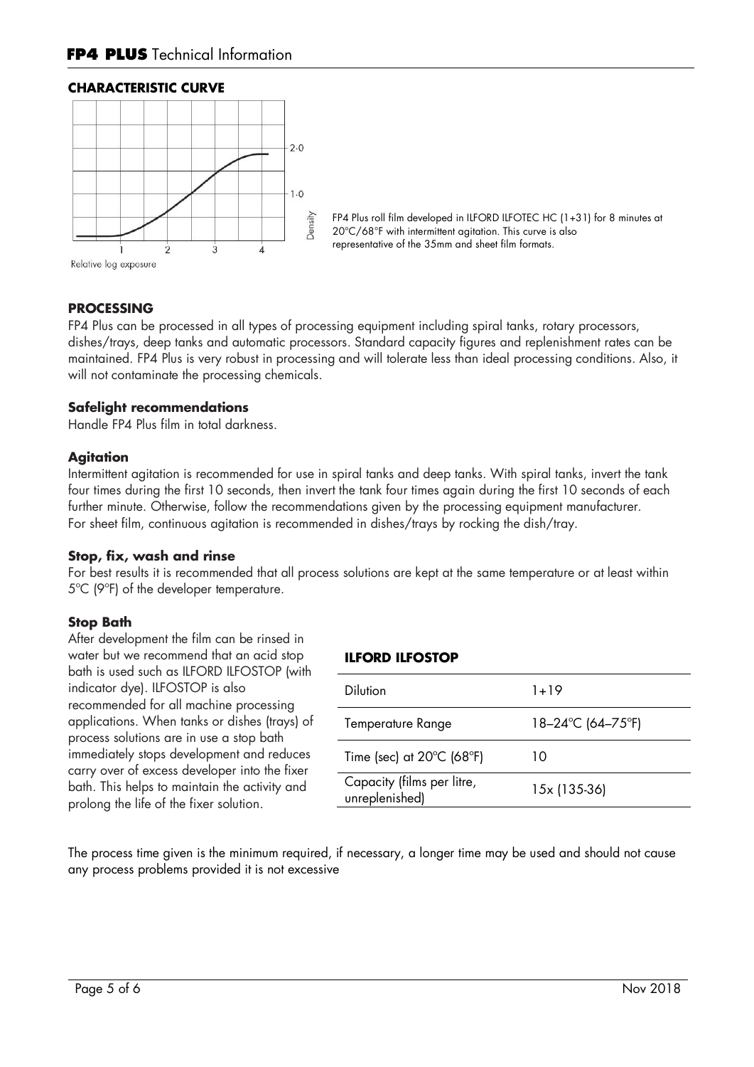## CHARACTERISTIC CURVE

FP4 Plus roll film developed in ILFORD ILFOTEC HC (1+31) for 8 minutes at 20°C/68°F with intermittent agitation. This curve is also representative of the 35mm and sheet film formats.

## PROCESSING

FP4 Plus can be processed in all types of processing equipment including spiral tanks, rotary processors, dishes/trays, deep tanks and automatic processors. Standard capacity figures and replenishment rates can be maintained. FP4 Plus is very robust in processing and will tolerate less than ideal processing conditions. Also, it will not contaminate the processing chemicals.

### Safelight recommendations

Handle FP4 Plus film in total darkness.

### Agitation

Intermittent agitation is recommended for use in spiral tanks and deep tanks. With spiral tanks, invert the tank four times during the first 10 seconds, then invert the tank four times again during the first 10 seconds of each further minute. Otherwise, follow the recommendations given by the processing equipment manufacturer.
For sheet film, continuous agitation is recommended in dishes/trays by rocking the dish/tray.

### Stop, fix, wash and rinse

For best results it is recommended that all process solutions are kept at the same temperature or at least within 5°C (9°F) of the developer temperature.

### Stop Bath

After development the film can be rinsed in water but we recommend that an acid stop bath is used such as ILFORD ILFOSTOP (with indicator dye). ILFOSTOP is also recommended for all machine processing applications. When tanks or dishes (trays) of process solutions are in use a stop bath immediately stops development and reduces carry over of excess developer into the fixer bath. This helps to maintain the activity and prolong the life of the fixer solution.

**ILFORD ILFOSTOP**

| | |
|---|---|
| Dilution | 1+19 |
| Temperature Range | 18–24°C (64–75°F) |
| Time (sec) at 20°C (68°F) | 10 |
| Capacity (films per litre, unreplenished) | 15x (135-36) |

The process time given is the minimum required, if necessary, a longer time may be used and should not cause any process problems provided it is not excessive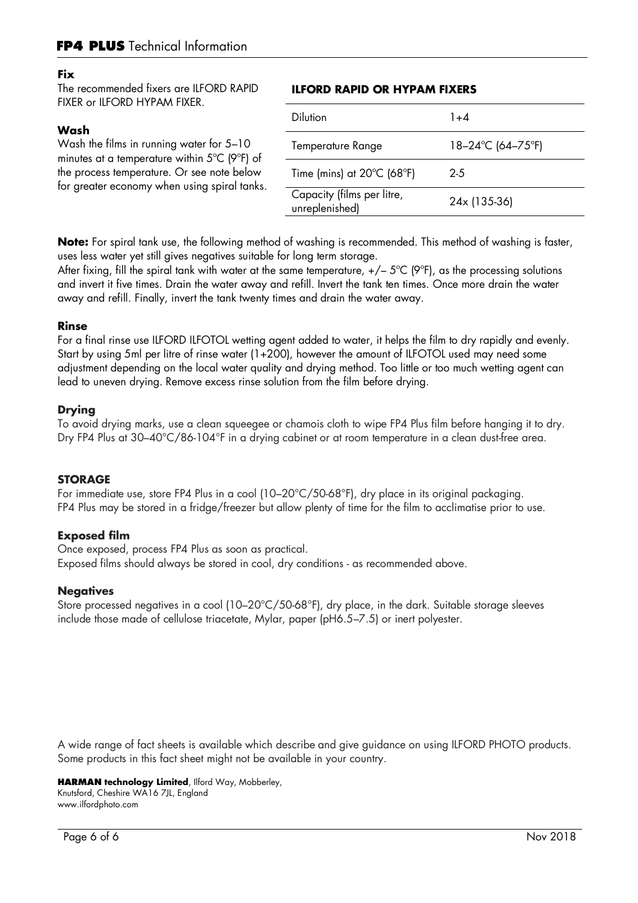### Fix

The recommended fixers are ILFORD RAPID FIXER or ILFORD HYPAM FIXER.

### Wash

Wash the films in running water for 5–10 minutes at a temperature within 5°C (9°F) of the process temperature. Or see note below for greater economy when using spiral tanks.

**ILFORD RAPID OR HYPAM FIXERS**

| | |
|---|---|
| Dilution | 1+4 |
| Temperature Range | 18–24°C (64–75°F) |
| Time (mins) at 20°C (68°F) | 2-5 |
| Capacity (films per litre, unreplenished) | 24x (135-36) |

**Note:** For spiral tank use, the following method of washing is recommended. This method of washing is faster, uses less water yet still gives negatives suitable for long term storage.

After fixing, fill the spiral tank with water at the same temperature, +/– 5°C (9°F), as the processing solutions and invert it five times. Drain the water away and refill. Invert the tank ten times. Once more drain the water away and refill. Finally, invert the tank twenty times and drain the water away.

### Rinse

For a final rinse use ILFORD ILFOTOL wetting agent added to water, it helps the film to dry rapidly and evenly. Start by using 5ml per litre of rinse water (1+200), however the amount of ILFOTOL used may need some adjustment depending on the local water quality and drying method. Too little or too much wetting agent can lead to uneven drying. Remove excess rinse solution from the film before drying.

### Drying

To avoid drying marks, use a clean squeegee or chamois cloth to wipe FP4 Plus film before hanging it to dry. Dry FP4 Plus at 30–40°C/86-104°F in a drying cabinet or at room temperature in a clean dust-free area.

## STORAGE

For immediate use, store FP4 Plus in a cool (10–20°C/50-68°F), dry place in its original packaging. FP4 Plus may be stored in a fridge/freezer but allow plenty of time for the film to acclimatise prior to use.

### Exposed film

Once exposed, process FP4 Plus as soon as practical.
Exposed films should always be stored in cool, dry conditions - as recommended above.

### Negatives

Store processed negatives in a cool (10–20°C/50-68°F), dry place, in the dark. Suitable storage sleeves include those made of cellulose triacetate, Mylar, paper (pH6.5–7.5) or inert polyester.

A wide range of fact sheets is available which describe and give guidance on using ILFORD PHOTO products. Some products in this fact sheet might not be available in your country.

**HARMAN technology Limited**, Ilford Way, Mobberley,
Knutsford, Cheshire WA16 7JL, England
www.ilfordphoto.com